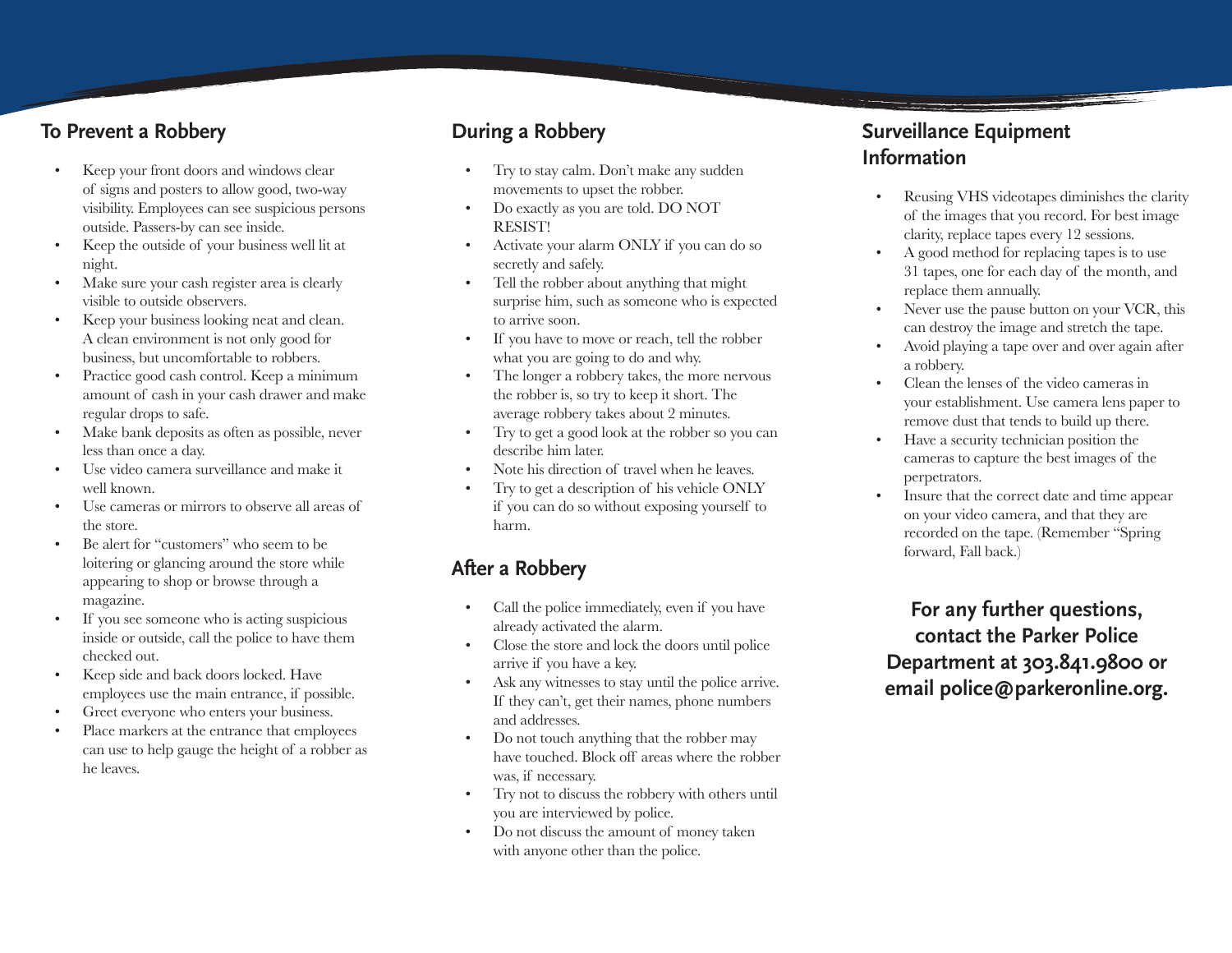## To Prevent a Robbery

- Keep your front doors and windows clear of signs and posters to allow good, two-way visibility. Employees can see suspicious persons outside. Passers-by can see inside.
- Keep the outside of your business well lit at night.
- Make sure your cash register area is clearly visible to outside observers.
- Keep your business looking neat and clean. A clean environment is not only good for business, but uncomfortable to robbers.
- Practice good cash control. Keep a minimum amount of cash in your cash drawer and make regular drops to safe.
- Make bank deposits as often as possible, never less than once a day.
- Use video camera surveillance and make it well known.
- Use cameras or mirrors to observe all areas of the store.
- Be alert for "customers" who seem to be loitering or glancing around the store while appearing to shop or browse through a magazine.
- If you see someone who is acting suspicious inside or outside, call the police to have them checked out.
- Keep side and back doors locked. Have employees use the main entrance, if possible.
- Greet everyone who enters your business.
- Place markers at the entrance that employees can use to help gauge the height of a robber as he leaves.

## During a Robbery

- Try to stay calm. Don't make any sudden movements to upset the robber.
- Do exactly as you are told. DO NOT RESIST!
- Activate your alarm ONLY if you can do so secretly and safely.
- Tell the robber about anything that might surprise him, such as someone who is expected to arrive soon.
- If you have to move or reach, tell the robber what you are going to do and why.
- The longer a robbery takes, the more nervous the robber is, so try to keep it short. The average robbery takes about 2 minutes.
- Try to get a good look at the robber so you can describe him later.
- Note his direction of travel when he leaves.
- Try to get a description of his vehicle ONLY if you can do so without exposing yourself to harm.

## After a Robbery

- Call the police immediately, even if you have already activated the alarm.
- Close the store and lock the doors until police arrive if you have a key.
- Ask any witnesses to stay until the police arrive. If they can't, get their names, phone numbers and addresses.
- Do not touch anything that the robber may have touched. Block off areas where the robber was, if necessary.
- Try not to discuss the robbery with others until you are interviewed by police.
- Do not discuss the amount of money taken with anyone other than the police.

## Surveillance Equipment Information

- Reusing VHS videotapes diminishes the clarity of the images that you record. For best image clarity, replace tapes every 12 sessions.
- A good method for replacing tapes is to use 31 tapes, one for each day of the month, and replace them annually.
- Never use the pause button on your VCR, this can destroy the image and stretch the tape.
- Avoid playing a tape over and over again after a robbery.
- Clean the lenses of the video cameras in your establishment. Use camera lens paper to remove dust that tends to build up there.
- Have a security technician position the cameras to capture the best images of the perpetrators.
- Insure that the correct date and time appear on your video camera, and that they are recorded on the tape. (Remember "Spring forward, Fall back.)

**For any further questions, contact the Parker Police Department at 303.841.9800 or email police@parkeronline.org.**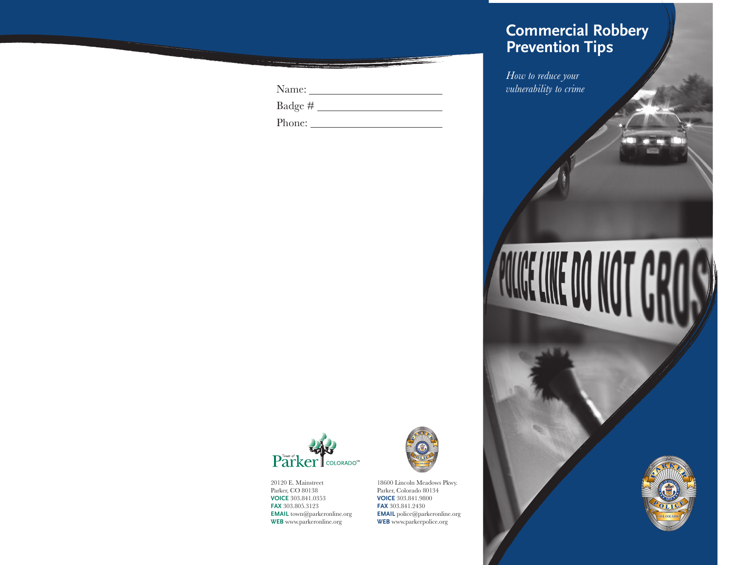Name: \_\_\_\_\_\_\_\_\_\_\_\_\_\_\_\_\_\_\_\_\_\_\_\_

Badge # \_\_\_\_\_\_\_\_\_\_\_\_\_\_\_\_\_\_\_\_\_\_\_\_

Phone: \_\_\_\_\_\_\_\_\_\_\_\_\_\_\_\_\_\_\_\_\_\_\_\_

Town of Parker COLORADO™

20120 E. Mainstreet
Parker, CO 80138
**VOICE** 303.841.0353
**FAX** 303.805.3123
**EMAIL** town@parkeronline.org
**WEB** www.parkeronline.org

18600 Lincoln Meadows Pkwy.
Parker, Colorado 80134
**VOICE** 303.841.9800
**FAX** 303.841.2430
**EMAIL** police@parkeronline.org
**WEB** www.parkerpolice.org

# Commercial Robbery Prevention Tips

*How to reduce your vulnerability to crime*